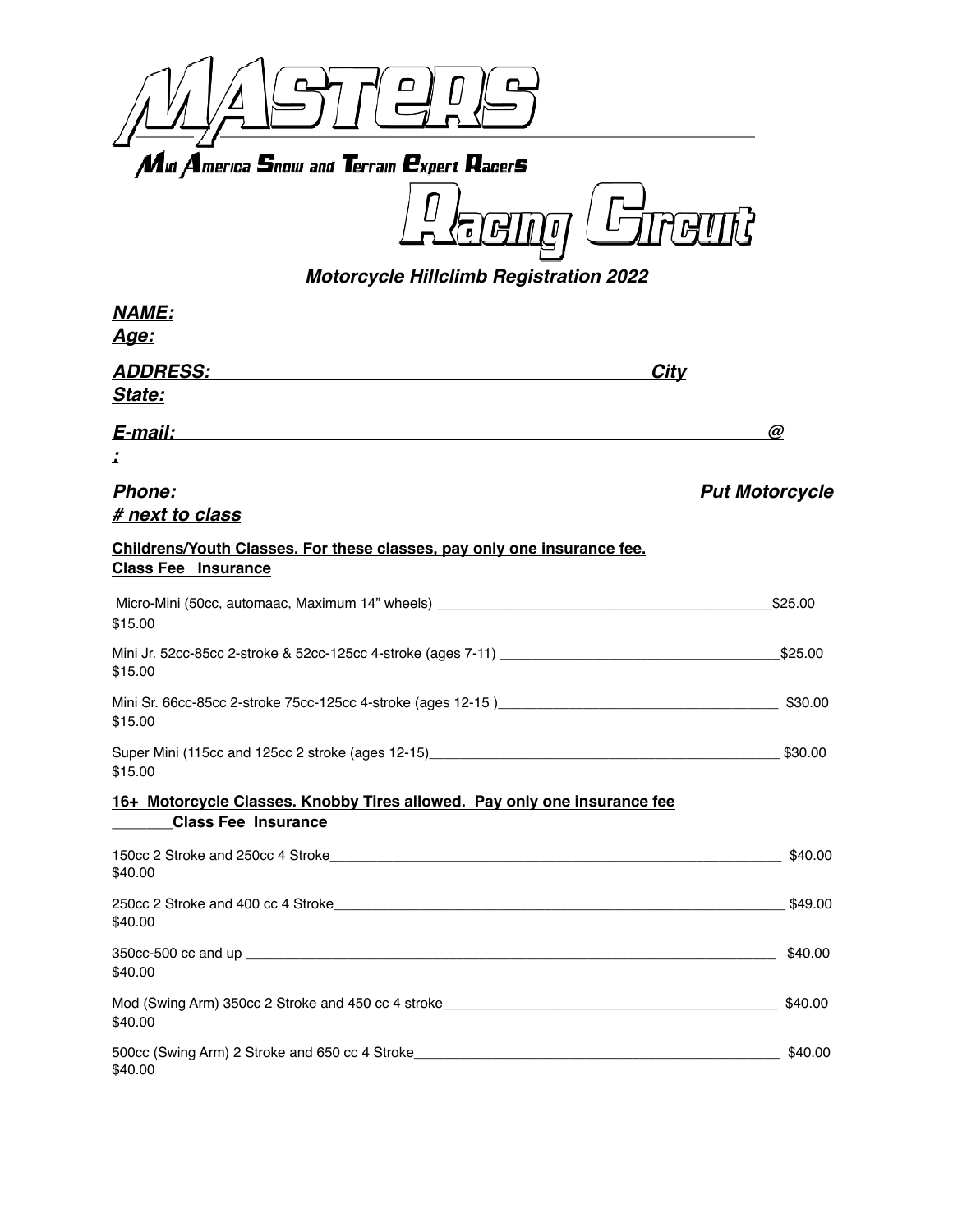# MASTERS

## Mid America Snow and Terrain Expert Racers

# Racing Circuit

### *Motorcycle Hillclimb Registration 2022*

***NAME:***
***Age:***

***ADDRESS:*** ______________________________________________ ***City***
***State:***

***E-mail:*** ____________________________________________________________ ***@***
***:***

***Phone:*** _______________________________________________________ ***Put Motorcycle # next to class***

**Childrens/Youth Classes. For these classes, pay only one insurance fee.**
**Class Fee Insurance**

| Class | Class Fee | Insurance |
|---|---|---|
| Micro-Mini (50cc, automaac, Maximum 14" wheels) | $25.00 | $15.00 |
| Mini Jr. 52cc-85cc 2-stroke & 52cc-125cc 4-stroke (ages 7-11) | $25.00 | $15.00 |
| Mini Sr. 66cc-85cc 2-stroke 75cc-125cc 4-stroke (ages 12-15 ) | $30.00 | $15.00 |
| Super Mini (115cc and 125cc 2 stroke (ages 12-15) | $30.00 | $15.00 |

**16+ Motorcycle Classes. Knobby Tires allowed. Pay only one insurance fee**
**_______Class Fee Insurance**

| Class | Class Fee | Insurance |
|---|---|---|
| 150cc 2 Stroke and 250cc 4 Stroke | $40.00 | $40.00 |
| 250cc 2 Stroke and 400 cc 4 Stroke | $49.00 | $40.00 |
| 350cc-500 cc and up | $40.00 | $40.00 |
| Mod (Swing Arm) 350cc 2 Stroke and 450 cc 4 stroke | $40.00 | $40.00 |
| 500cc (Swing Arm) 2 Stroke and 650 cc 4 Stroke | $40.00 | $40.00 |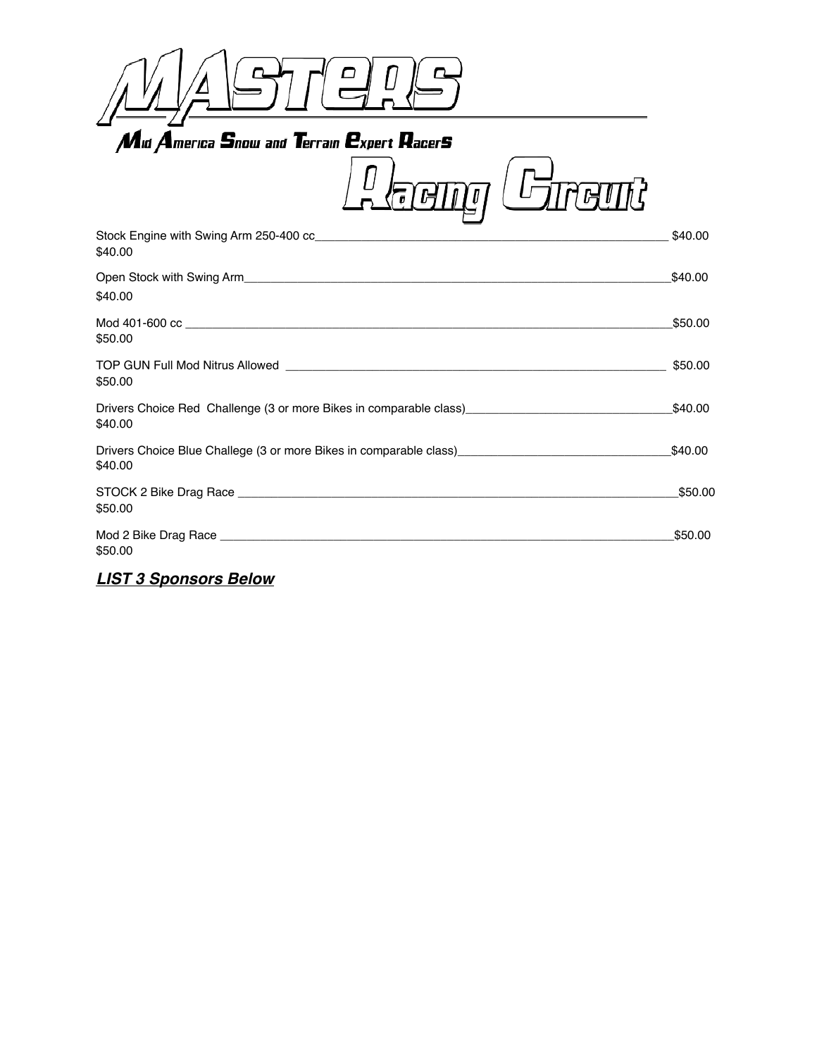# MASTERS

Mid America Snow and Terrain Expert Racers

## Racing Circuit

Stock Engine with Swing Arm 250-400 cc_______________________________________________________ $40.00
$40.00

Open Stock with Swing Arm_________________________________________________________________$40.00
$40.00

Mod 401-600 cc ______________________________________________________________________$50.00
$50.00

TOP GUN Full Mod Nitrus Allowed _________________________________________________________ $50.00
$50.00

Drivers Choice Red Challenge (3 or more Bikes in comparable class)_____________________________$40.00
$40.00

Drivers Choice Blue Challege (3 or more Bikes in comparable class)______________________________$40.00
$40.00

STOCK 2 Bike Drag Race __________________________________________________________________$50.00
$50.00

Mod 2 Bike Drag Race ____________________________________________________________________$50.00
$50.00

***LIST 3 Sponsors Below***